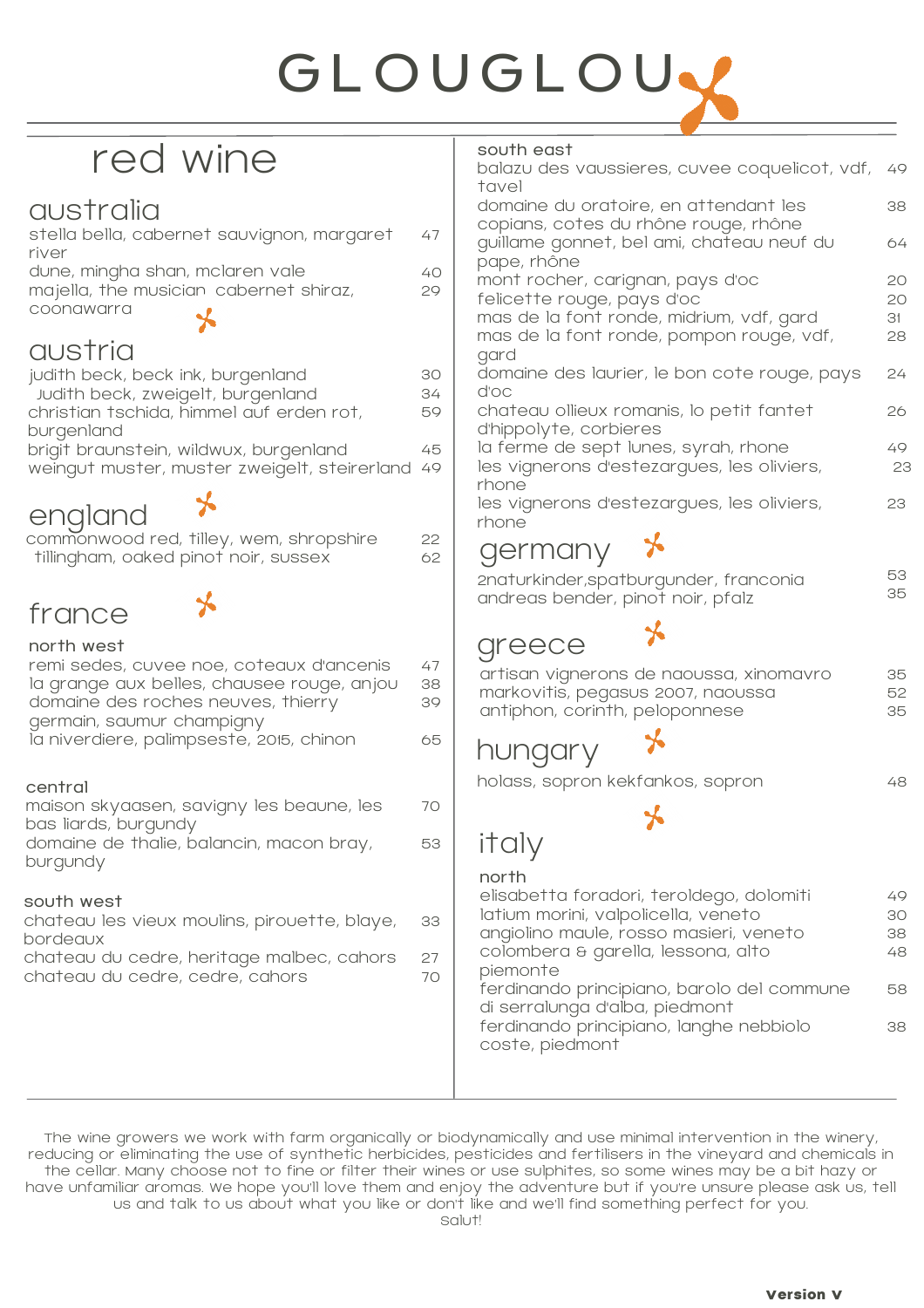# GLOUGLOU

## red wine

### australia

| | |
|---|---|
| stella bella, cabernet sauvignon, margaret river | 47 |
| dune, mingha shan, mclaren vale | 40 |
| majella, the musician cabernet shiraz, coonawarra | 29 |

### austria

| | |
|---|---|
| judith beck, beck ink, burgenland | 30 |
| Judith beck, zweigelt, burgenland | 34 |
| christian tschida, himmel auf erden rot, burgenland | 59 |
| brigit braunstein, wildwux, burgenland | 45 |
| weingut muster, muster zweigelt, steirerland | 49 |

### england

| | |
|---|---|
| commonwood red, tilley, wem, shropshire | 22 |
| tillingham, oaked pinot noir, sussex | 62 |

### france

**north west**

| | |
|---|---|
| remi sedes, cuvee noe, coteaux d'ancenis | 47 |
| la grange aux belles, chausee rouge, anjou | 38 |
| domaine des roches neuves, thierry germain, saumur champigny | 39 |
| la niverdiere, palimpseste, 2015, chinon | 65 |

**central**

| | |
|---|---|
| maison skyaasen, savigny les beaune, les bas liards, burgundy | 70 |
| domaine de thalie, balancin, macon bray, burgundy | 53 |

**south west**

| | |
|---|---|
| chateau les vieux moulins, pirouette, blaye, bordeaux | 33 |
| chateau du cedre, heritage malbec, cahors | 27 |
| chateau du cedre, cedre, cahors | 70 |

**south east**

| | |
|---|---|
| balazu des vaussieres, cuvee coquelicot, vdf, tavel | 49 |
| domaine du oratoire, en attendant les copians, cotes du rhône rouge, rhône | 38 |
| guillame gonnet, bel ami, chateau neuf du pape, rhône | 64 |
| mont rocher, carignan, pays d'oc | 20 |
| felicette rouge, pays d'oc | 20 |
| mas de la font ronde, midrium, vdf, gard | 31 |
| mas de la font ronde, pompon rouge, vdf, gard | 28 |
| domaine des laurier, le bon cote rouge, pays d'oc | 24 |
| chateau ollieux romanis, lo petit fantet d'hippolyte, corbieres | 26 |
| la ferme de sept lunes, syrah, rhone | 49 |
| les vignerons d'estezargues, les oliviers, rhone | 23 |
| les vignerons d'estezargues, les oliviers, rhone | 23 |

### germany

| | |
|---|---|
| 2naturkinder,spatburgunder, franconia | 53 |
| andreas bender, pinot noir, pfalz | 35 |

### greece

| | |
|---|---|
| artisan vignerons de naoussa, xinomavro | 35 |
| markovitis, pegasus 2007, naoussa | 52 |
| antiphon, corinth, peloponnese | 35 |

### hungary

| | |
|---|---|
| holass, sopron kekfankos, sopron | 48 |

### italy

**north**

| | |
|---|---|
| elisabetta foradori, teroldego, dolomiti | 49 |
| latium morini, valpolicella, veneto | 30 |
| angiolino maule, rosso masieri, veneto | 38 |
| colombera & garella, lessona, alto piemonte | 48 |
| ferdinando principiano, barolo del commune di serralunga d'alba, piedmont | 58 |
| ferdinando principiano, langhe nebbiolo coste, piedmont | 38 |

The wine growers we work with farm organically or biodynamically and use minimal intervention in the winery, reducing or eliminating the use of synthetic herbicides, pesticides and fertilisers in the vineyard and chemicals in the cellar. Many choose not to fine or filter their wines or use sulphites, so some wines may be a bit hazy or have unfamiliar aromas. We hope you'll love them and enjoy the adventure but if you're unsure please ask us, tell us and talk to us about what you like or don't like and we'll find something perfect for you.
Salut!

**Version V**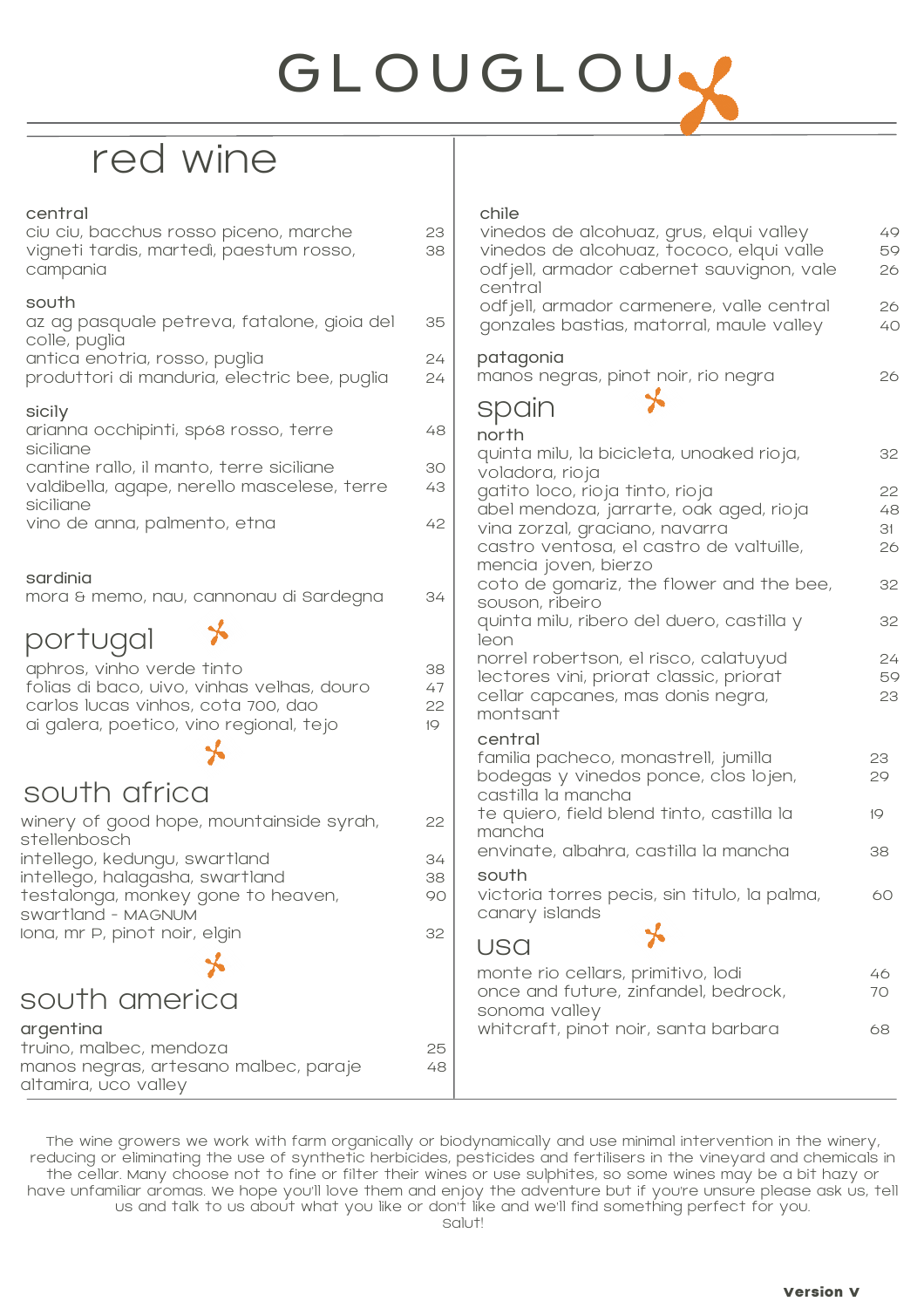# GLOUGLOU

## red wine

### central

| | |
|---|---|
| ciu ciu, bacchus rosso piceno, marche | 23 |
| vigneti tardis, martedi, paestum rosso, campania | 38 |

### south

| | |
|---|---|
| az ag pasquale petreva, fatalone, gioia del colle, puglia | 35 |
| antica enotria, rosso, puglia | 24 |
| produttori di manduria, electric bee, puglia | 24 |

### sicily

| | |
|---|---|
| arianna occhipinti, sp68 rosso, terre siciliane | 48 |
| cantine rallo, il manto, terre siciliane | 30 |
| valdibella, agape, nerello mascelese, terre siciliane | 43 |
| vino de anna, palmento, etna | 42 |

### sardinia

| | |
|---|---|
| mora & memo, nau, cannonau di sardegna | 34 |

## portugal

| | |
|---|---|
| aphros, vinho verde tinto | 38 |
| folias di baco, uivo, vinhas velhas, douro | 47 |
| carlos lucas vinhos, cota 700, dao | 22 |
| ai galera, poetico, vino regional, tejo | 19 |

## south africa

| | |
|---|---|
| winery of good hope, mountainside syrah, stellenbosch | 22 |
| intellego, kedungu, swartland | 34 |
| intellego, halagasha, swartland | 38 |
| testalonga, monkey gone to heaven, swartland - MAGNUM | 90 |
| iona, mr P, pinot noir, elgin | 32 |

## south america

### argentina

| | |
|---|---|
| truino, malbec, mendoza | 25 |
| manos negras, artesano malbec, paraje altamira, uco valley | 48 |

### chile

| | |
|---|---|
| vinedos de alcohuaz, grus, elqui valley | 49 |
| vinedos de alcohuaz, tococo, elqui valle | 59 |
| odfjell, armador cabernet sauvignon, vale central | 26 |
| odfjell, armador carmenere, valle central | 26 |
| gonzales bastias, matorral, maule valley | 40 |

### patagonia

| | |
|---|---|
| manos negras, pinot noir, rio negra | 26 |

## spain

### north

| | |
|---|---|
| quinta milu, la bicicleta, unoaked rioja, voladora, rioja | 32 |
| gatito loco, rioja tinto, rioja | 22 |
| abel mendoza, jarrarte, oak aged, rioja | 48 |
| vina zorzal, graciano, navarra | 31 |
| castro ventosa, el castro de valtuille, mencia joven, bierzo | 26 |
| coto de gomariz, the flower and the bee, souson, ribeiro | 32 |
| quinta milu, ribero del duero, castilla y leon | 32 |
| norrel robertson, el risco, calatuyud | 24 |
| lectores vini, priorat classic, priorat | 59 |
| cellar capcanes, mas donis negra, montsant | 23 |

### central

| | |
|---|---|
| familia pacheco, monastrell, jumilla | 23 |
| bodegas y vinedos ponce, clos lojen, castilla la mancha | 29 |
| te quiero, field blend tinto, castilla la mancha | 19 |
| envinate, albahra, castilla la mancha | 38 |

### south

| | |
|---|---|
| victoria torres pecis, sin titulo, la palma, canary islands | 60 |

## usa

| | |
|---|---|
| monte rio cellars, primitivo, lodi | 46 |
| once and future, zinfandel, bedrock, sonoma valley | 70 |
| whitcraft, pinot noir, santa barbara | 68 |

The wine growers we work with farm organically or biodynamically and use minimal intervention in the winery, reducing or eliminating the use of synthetic herbicides, pesticides and fertilisers in the vineyard and chemicals in the cellar. Many choose not to fine or filter their wines or use sulphites, so some wines may be a bit hazy or have unfamiliar aromas. We hope you'll love them and enjoy the adventure but if you're unsure please ask us, tell us and talk to us about what you like or don't like and we'll find something perfect for you.
Salut!

**Version V**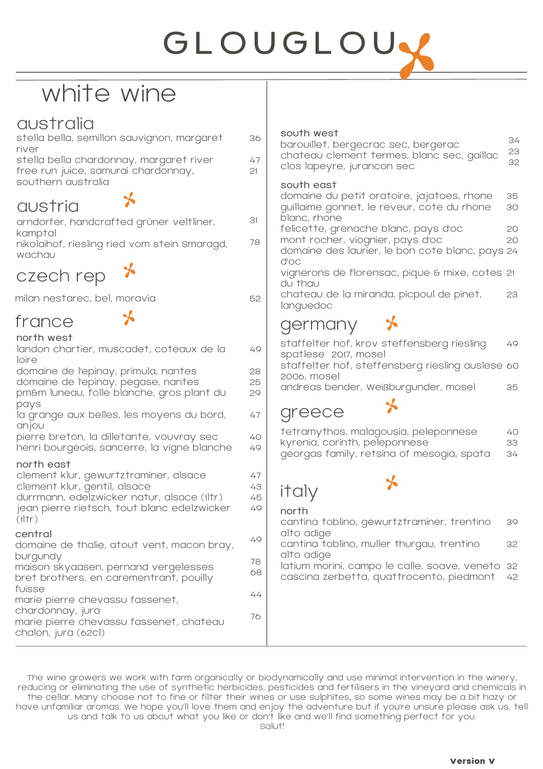# GLOUGLOU

## white wine

### australia

- stella bella, semillon sauvignon, margaret river — 36
- stella bella chardonnay, margaret river — 47
- free run juice, samurai chardonnay, southern australia — 21

### austria

- arndorfer, handcrafted grüner veltliner, kamptal — 31
- nikolaihof, riesling ried vom stein smaragd, wachau — 78

### czech rep

- milan nestarec, bel, moravia — 52

### france

**north west**

- landon chartier, muscadet, coteaux de la loire — 49
- domaine de l'epinay, primula, nantes — 28
- domaine de l'epinay, pegase, nantes — 25
- pm&m luneau, folle blanche, gros plant du pays — 29
- la grange aux belles, les moyens du bord, anjou — 47
- pierre breton, la dilletante, vouvray sec — 40
- henri bourgeois, sancerre, la vigne blanche — 49

**north east**

- clement klur, gewurztraminer, alsace — 47
- clement klur, gentil, alsace — 43
- durrmann, edelzwicker natur, alsace (1ltr) — 45
- jean pierre rietsch, tout blanc edelzwicker (1ltr) — 49

**central**

- domaine de thalie, atout vent, macon bray, burgundy — 49
- maison skyaasen, pernand vergelesses — 78
- bret brothers, en carementrant, pouilly fuisse — 68
- marie pierre chevassu fassenet, chardonnay, jura — 44
- marie pierre chevassu fassenet, chateau chalon, jura (62cl) — 76

**south west**

- barouillet, bergecrac sec, bergerac — 34
- chateau clement termes, blanc sec, gaillac — 23
- clos lapeyre, jurancon sec — 32

**south east**

- domaine du petit oratoire, jajatoes, rhone — 35
- guillaime gonnet, le reveur, cote du rhone blanc, rhone — 30
- felicette, grenache blanc, pays d'oc — 20
- mont rocher, viognier, pays d'oc — 20
- domaine des laurier, le bon cote blanc, pays d'oc — 24
- vignerons de florensac, pique & mixe, cotes du thau — 21
- chateau de la miranda, picpoul de pinet, languedoc — 23

### germany

- staffelter hof, krov steffensberg riesling spatlese 2017, mosel — 49
- staffelter hof, steffensberg riesling auslese 2006, mosel — 60
- andreas bender, Weißburgunder, mosel — 35

### greece

- tetramythos, malagousia, peleponnese — 40
- kyrenia, corinth, peleponnese — 33
- georgas family, retsina of mesogia, spata — 34

### italy

**north**

- cantina toblino, gewurtztraminer, trentino alto adige — 39
- cantina toblino, muller thurgau, trentino alto adige — 32
- latium morini, campo le calle, soave, veneto — 32
- cascina zerbetta, quattrocento, piedmont — 42

The wine growers we work with farm organically or biodynamically and use minimal intervention in the winery, reducing or eliminating the use of synthetic herbicides, pesticides and fertilisers in the vineyard and chemicals in the cellar. Many choose not to fine or filter their wines or use sulphites, so some wines may be a bit hazy or have unfamiliar aromas. We hope you'll love them and enjoy the adventure but if you're unsure please ask us, tell us and talk to us about what you like or don't like and we'll find something perfect for you.
Salut!

**Version V**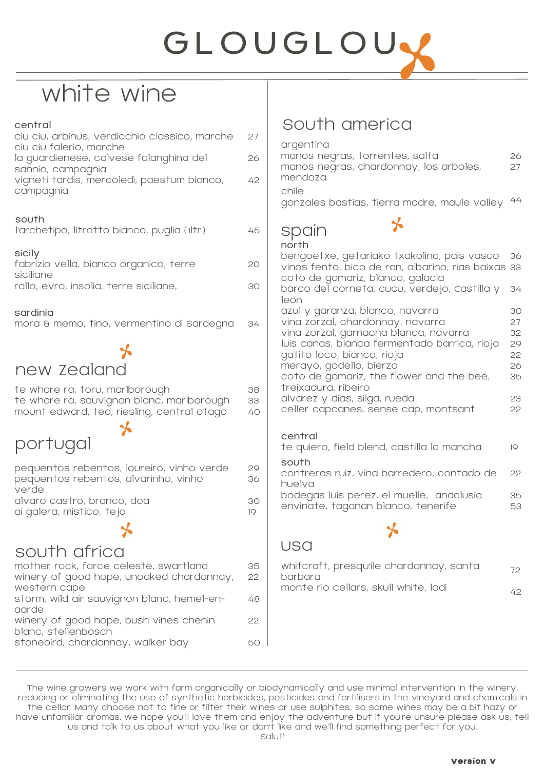# GLOUGLOU

## white wine

### central

| | |
|---|---|
| ciu ciu, arbinus, verdicchio classico, marche | 27 |
| ciu ciu falerio, marche | |
| la guardienese, calvese falanghina del sannio, campagnia | 26 |
| vigneti tardis, mercoledi, paestum bianco, campagnia | 42 |

### south

| | |
|---|---|
| l'archetipo, litrotto bianco, puglia (1ltr) | 45 |

### sicily

| | |
|---|---|
| fabrizio vella, bianco organico, terre siciliane | 20 |
| rallo, evro, insolia, terre siciliane, | 30 |

### sardinia

| | |
|---|---|
| mora & memo, tino, vermentino di Sardegna | 34 |

## new zealand

| | |
|---|---|
| te whare ra, toru, marlborough | 38 |
| te whare ra, sauvignon blanc, marlborough | 33 |
| mount edward, ted, riesling, central otago | 40 |

## portugal

| | |
|---|---|
| pequentos rebentos, loureiro, vinho verde | 29 |
| pequentos rebentos, alvarinho, vinho verde | 36 |
| alvaro castro, branco, doa | 30 |
| ai galera, mistico, tejo | 19 |

## south africa

| | |
|---|---|
| mother rock, force celeste, swartland | 35 |
| winery of good hope, unoaked chardonnay, western cape | 22 |
| storm, wild air sauvignon blanc, hemel-en-aarde | 48 |
| winery of good hope, bush vines chenin blanc, stellenbosch | 22 |
| stonebird, chardonnay, walker bay | 50 |

## South america

### argentina

| | |
|---|---|
| manos negras, torrentes, salta | 26 |
| manos negras, chardonnay, los arboles, mendoza | 27 |

### chile

| | |
|---|---|
| gonzales bastias, tierra madre, maule valley | 44 |

## spain

### north

| | |
|---|---|
| bengoetxe, getariako txakolina, pais vasco | 36 |
| vinos fento, bico de ran, albarino, rias baixas | 33 |
| coto de gomariz, blanco, galacia | |
| barco del corneta, cucu, verdejo, Castilla y leon | 34 |
| azul y garanza, blanco, navarra | 30 |
| vina zorzal, chardonnay, navarra | 27 |
| vina zorzal, garnacha blanca, navarra | 32 |
| luis canas, blanca fermentado barrica, rioja | 29 |
| gatito loco, bianco, rioja | 22 |
| merayo, godello, bierzo | 26 |
| coto de gomariz, the flower and the bee, treixadura, ribeiro | 35 |
| alvarez y dias, silga, rueda | 23 |
| celler capcanes, sense cap, montsant | 22 |

### central

| | |
|---|---|
| te quiero, field blend, castilla la mancha | 19 |

### south

| | |
|---|---|
| contreras ruiz, vina barredero, contado de huelva | 22 |
| bodegas luis perez, el muelle, andalusia | 35 |
| envinate, taganan blanco, tenerife | 53 |

## usa

| | |
|---|---|
| whitcraft, presqu'ile chardonnay, santa barbara | 72 |
| monte rio cellars, skull white, lodi | 42 |

The wine growers we work with farm organically or biodynamically and use minimal intervention in the winery, reducing or eliminating the use of synthetic herbicides, pesticides and fertilisers in the vineyard and chemicals in the cellar. Many choose not to fine or filter their wines or use sulphites, so some wines may be a bit hazy or have unfamiliar aromas. We hope you'll love them and enjoy the adventure but if you're unsure please ask us, tell us and talk to us about what you like or don't like and we'll find something perfect for you.
Salut!

**Version V**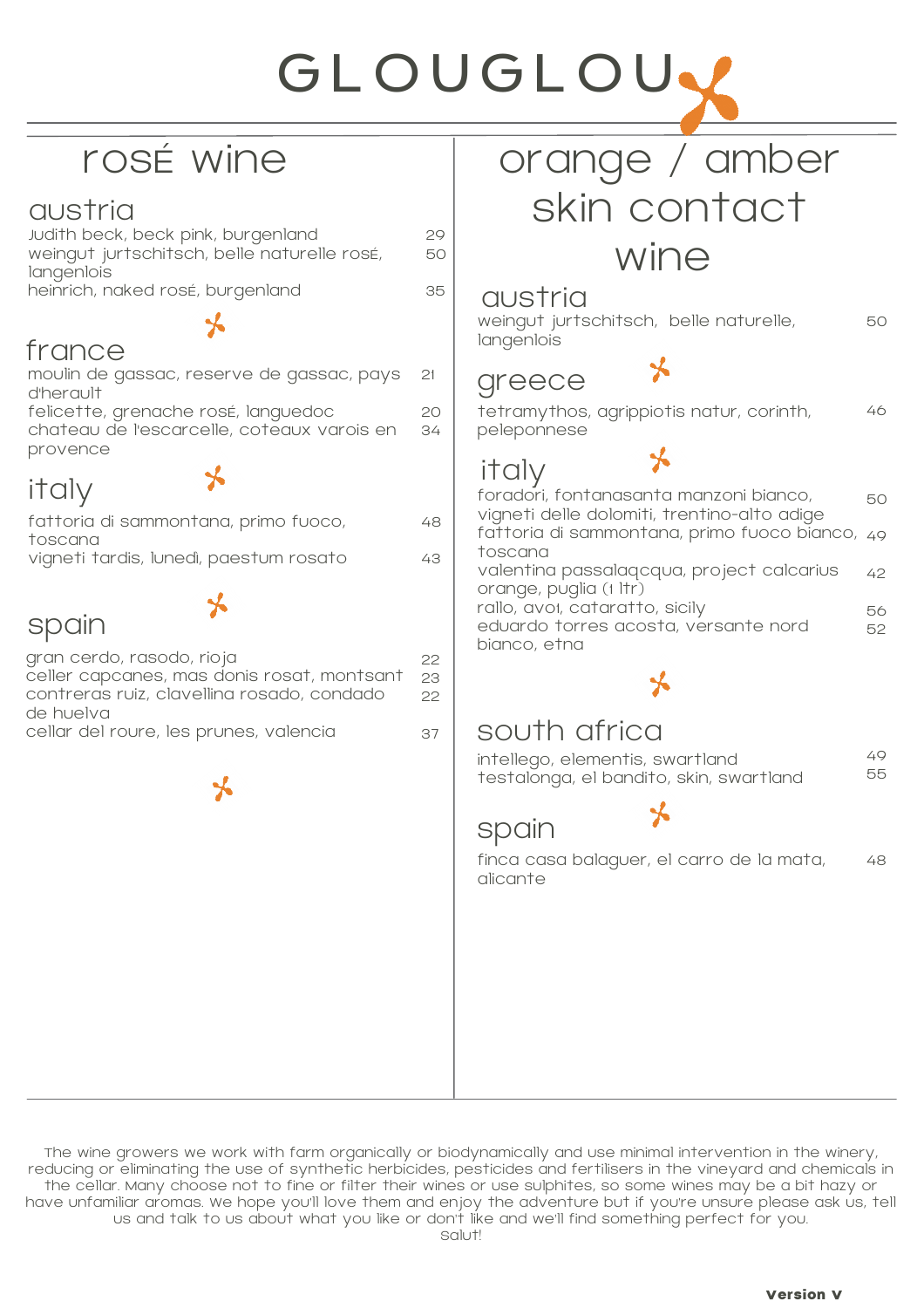# GLOUGLOU

## rosé wine

### austria

| | |
|---|---|
| Judith beck, beck pink, burgenland | 29 |
| weingut jurtschitsch, belle naturelle rosé, langenlois | 50 |
| heinrich, naked rosé, burgenland | 35 |

### france

| | |
|---|---|
| moulin de gassac, reserve de gassac, pays d'herault | 21 |
| felicette, grenache rosé, languedoc | 20 |
| chateau de l'escarcelle, coteaux varois en provence | 34 |

### italy

| | |
|---|---|
| fattoria di sammontana, primo fuoco, toscana | 48 |
| vigneti tardis, lunedì, paestum rosato | 43 |

### spain

| | |
|---|---|
| gran cerdo, rasodo, rioja | 22 |
| celler capcanes, mas donis rosat, montsant | 23 |
| contreras ruiz, clavellina rosado, condado de huelva | 22 |
| cellar del roure, les prunes, valencia | 37 |

## orange / amber skin contact wine

### austria

| | |
|---|---|
| weingut jurtschitsch, belle naturelle, langenlois | 50 |

### greece

| | |
|---|---|
| tetramythos, agrippiotis natur, corinth, peleponnese | 46 |

### italy

| | |
|---|---|
| foradori, fontanasanta manzoni bianco, vigneti delle dolomiti, trentino-alto adige | 50 |
| fattoria di sammontana, primo fuoco bianco, toscana | 49 |
| valentina passalaqcqua, project calcarius orange, puglia (1 ltr) | 42 |
| rallo, avo1, cataratto, sicily | 56 |
| eduardo torres acosta, versante nord bianco, etna | 52 |

### south africa

| | |
|---|---|
| intellego, elementis, swartland | 49 |
| testalonga, el bandito, skin, swartland | 55 |

### spain

| | |
|---|---|
| finca casa balaguer, el carro de la mata, alicante | 48 |

The wine growers we work with farm organically or biodynamically and use minimal intervention in the winery, reducing or eliminating the use of synthetic herbicides, pesticides and fertilisers in the vineyard and chemicals in the cellar. Many choose not to fine or filter their wines or use sulphites, so some wines may be a bit hazy or have unfamiliar aromas. We hope you'll love them and enjoy the adventure but if you're unsure please ask us, tell us and talk to us about what you like or don't like and we'll find something perfect for you.
Salut!

**Version V**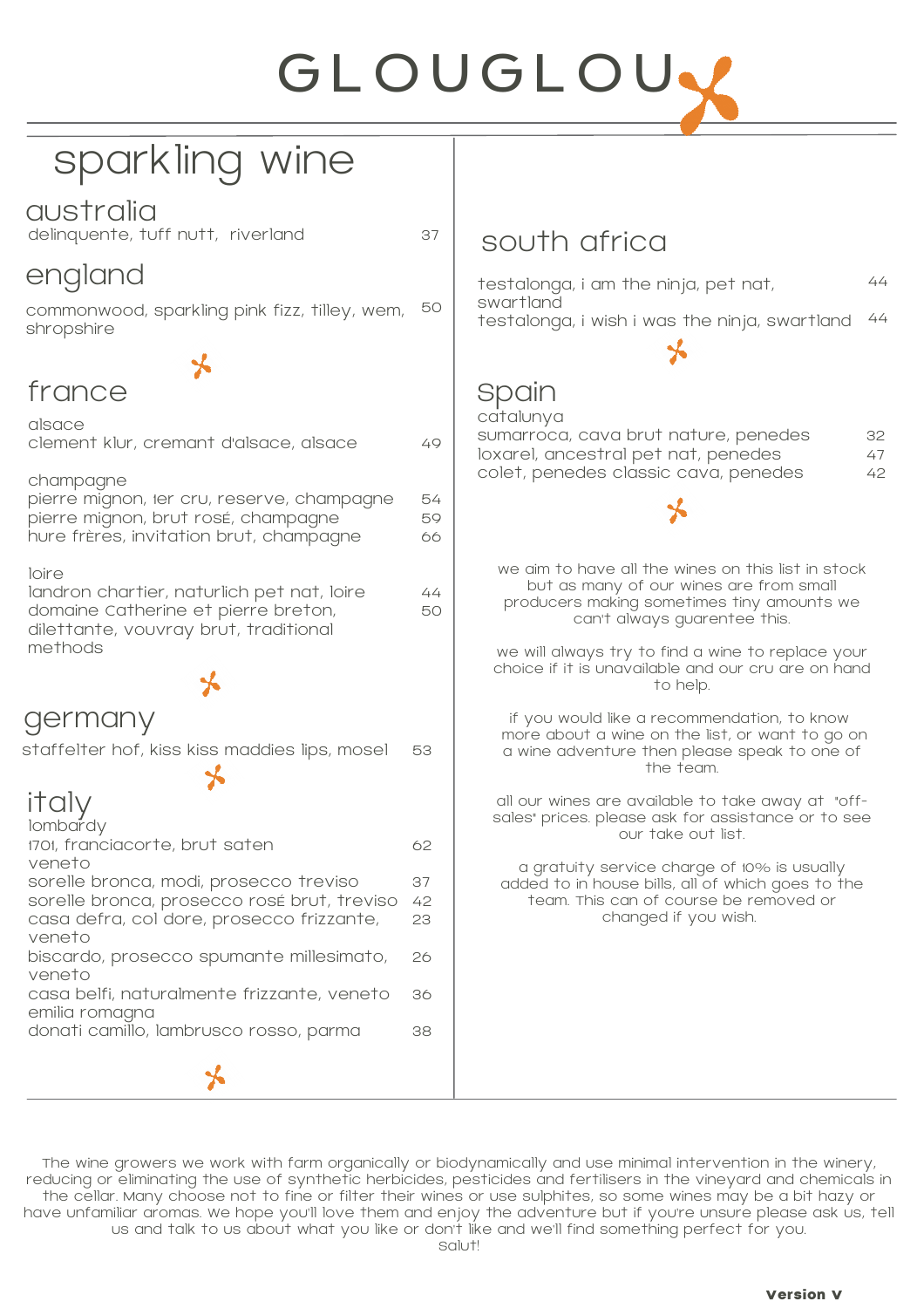# GLOUGLOU

## sparkling wine

### australia

delinquente, tuff nutt, riverland 37

### england

commonwood, sparkling pink fizz, tilley, wem, shropshire 50

### france

alsace

clement klur, cremant d'alsace, alsace 49

champagne

pierre mignon, 1er cru, reserve, champagne 54

pierre mignon, brut rosé, champagne 59

hure frères, invitation brut, champagne 66

loire

landron chartier, naturlich pet nat, loire 44

domaine Catherine et pierre breton, dilettante, vouvray brut, traditional methods 50

### germany

staffelter hof, kiss kiss maddies lips, mosel 53

### italy

lombardy

1701, franciacorte, brut saten 62

veneto

sorelle bronca, modi, prosecco treviso 37

sorelle bronca, prosecco rosé brut, treviso 42

casa defra, col dore, prosecco frizzante, veneto 23

biscardo, prosecco spumante millesimato, veneto 26

casa belfi, naturalmente frizzante, veneto 36

emilia romagna

donati camillo, lambrusco rosso, parma 38

### south africa

testalonga, i am the ninja, pet nat, swartland 44

testalonga, i wish i was the ninja, swartland 44

### spain

catalunya

sumarroca, cava brut nature, penedes 32

loxarel, ancestral pet nat, penedes 47

colet, penedes classic cava, penedes 42

we aim to have all the wines on this list in stock but as many of our wines are from small producers making sometimes tiny amounts we can't always guarentee this.

we will always try to find a wine to replace your choice if it is unavailable and our cru are on hand to help.

if you would like a recommendation, to know more about a wine on the list, or want to go on a wine adventure then please speak to one of the team.

all our wines are available to take away at "off-sales" prices. please ask for assistance or to see our take out list.

a gratuity service charge of 10% is usually added to in house bills, all of which goes to the team. This can of course be removed or changed if you wish.

The wine growers we work with farm organically or biodynamically and use minimal intervention in the winery, reducing or eliminating the use of synthetic herbicides, pesticides and fertilisers in the vineyard and chemicals in the cellar. Many choose not to fine or filter their wines or use sulphites, so some wines may be a bit hazy or have unfamiliar aromas. We hope you'll love them and enjoy the adventure but if you're unsure please ask us, tell us and talk to us about what you like or don't like and we'll find something perfect for you.
Salut!

**Version V**